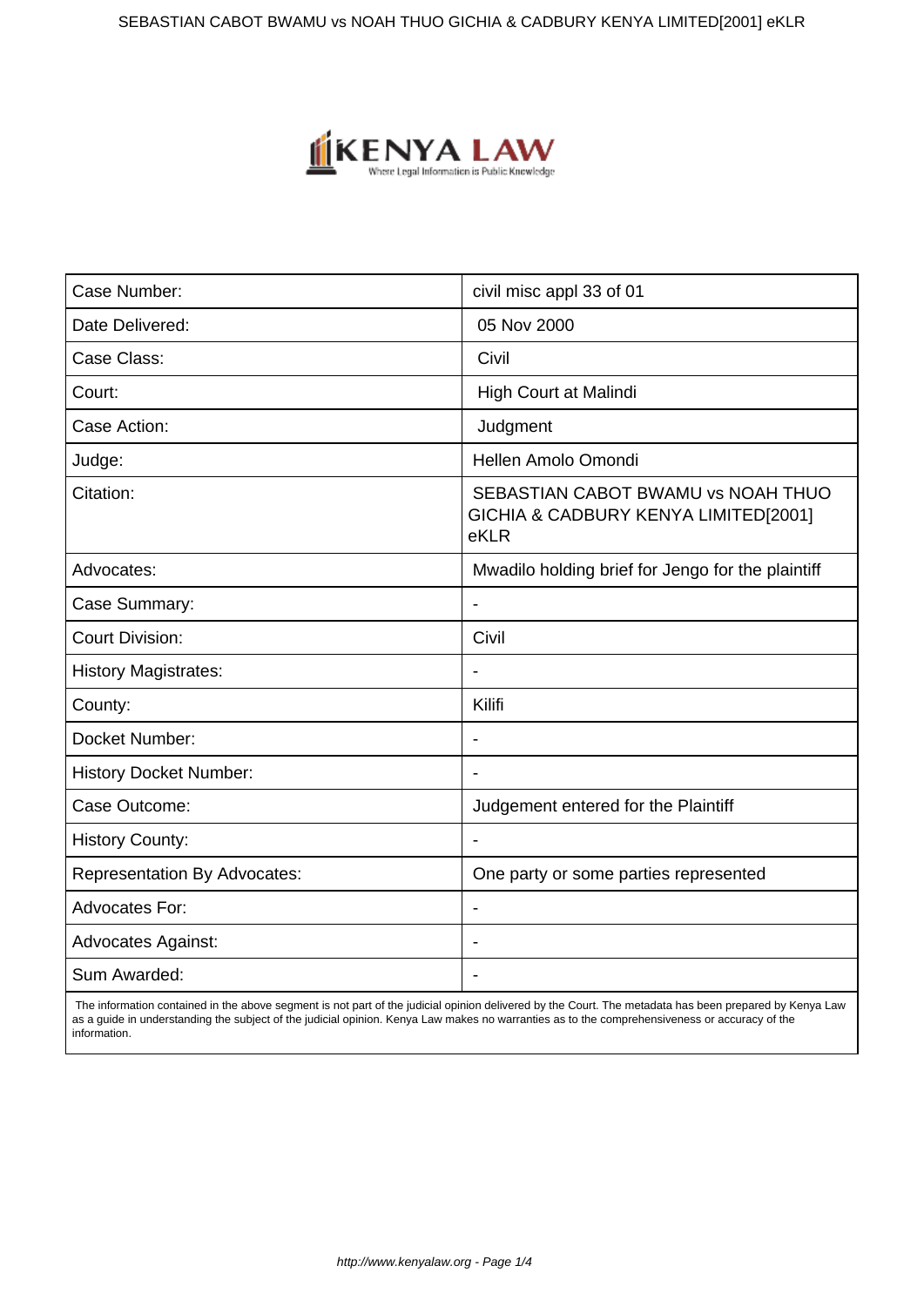| Case Number: | civil misc appl 33 of 01 |
|---|---|
| Date Delivered: | 05 Nov 2000 |
| Case Class: | Civil |
| Court: | High Court at Malindi |
| Case Action: | Judgment |
| Judge: | Hellen Amolo Omondi |
| Citation: | SEBASTIAN CABOT BWAMU vs NOAH THUO GICHIA & CADBURY KENYA LIMITED[2001] eKLR |
| Advocates: | Mwadilo holding brief for Jengo for the plaintiff |
| Case Summary: | - |
| Court Division: | Civil |
| History Magistrates: | - |
| County: | Kilifi |
| Docket Number: | - |
| History Docket Number: | - |
| Case Outcome: | Judgement entered for the Plaintiff |
| History County: | - |
| Representation By Advocates: | One party or some parties represented |
| Advocates For: | - |
| Advocates Against: | - |
| Sum Awarded: | - |

The information contained in the above segment is not part of the judicial opinion delivered by the Court. The metadata has been prepared by Kenya Law as a guide in understanding the subject of the judicial opinion. Kenya Law makes no warranties as to the comprehensiveness or accuracy of the information.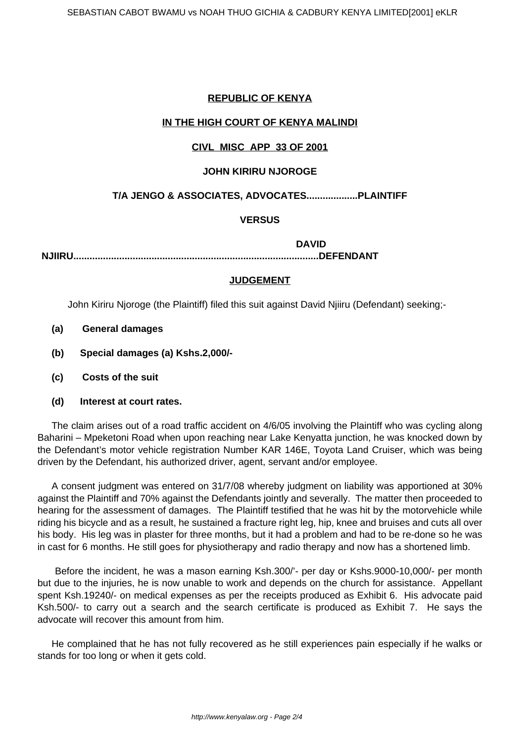**REPUBLIC OF KENYA**

**IN THE HIGH COURT OF KENYA MALINDI**

**CIVL MISC APP 33 OF 2001**

**JOHN KIRIRU NJOROGE**

**T/A JENGO & ASSOCIATES, ADVOCATES..................PLAINTIFF**

**VERSUS**

**DAVID NJIIRU.........................................................................................DEFENDANT**

**JUDGEMENT**

John Kiriru Njoroge (the Plaintiff) filed this suit against David Njiiru (Defendant) seeking;-

**(a) General damages**

**(b) Special damages (a) Kshs.2,000/-**

**(c) Costs of the suit**

**(d) Interest at court rates.**

The claim arises out of a road traffic accident on 4/6/05 involving the Plaintiff who was cycling along Baharini – Mpeketoni Road when upon reaching near Lake Kenyatta junction, he was knocked down by the Defendant's motor vehicle registration Number KAR 146E, Toyota Land Cruiser, which was being driven by the Defendant, his authorized driver, agent, servant and/or employee.

A consent judgment was entered on 31/7/08 whereby judgment on liability was apportioned at 30% against the Plaintiff and 70% against the Defendants jointly and severally. The matter then proceeded to hearing for the assessment of damages. The Plaintiff testified that he was hit by the motorvehicle while riding his bicycle and as a result, he sustained a fracture right leg, hip, knee and bruises and cuts all over his body. His leg was in plaster for three months, but it had a problem and had to be re-done so he was in cast for 6 months. He still goes for physiotherapy and radio therapy and now has a shortened limb.

Before the incident, he was a mason earning Ksh.300/'- per day or Kshs.9000-10,000/- per month but due to the injuries, he is now unable to work and depends on the church for assistance. Appellant spent Ksh.19240/- on medical expenses as per the receipts produced as Exhibit 6. His advocate paid Ksh.500/- to carry out a search and the search certificate is produced as Exhibit 7. He says the advocate will recover this amount from him.

He complained that he has not fully recovered as he still experiences pain especially if he walks or stands for too long or when it gets cold.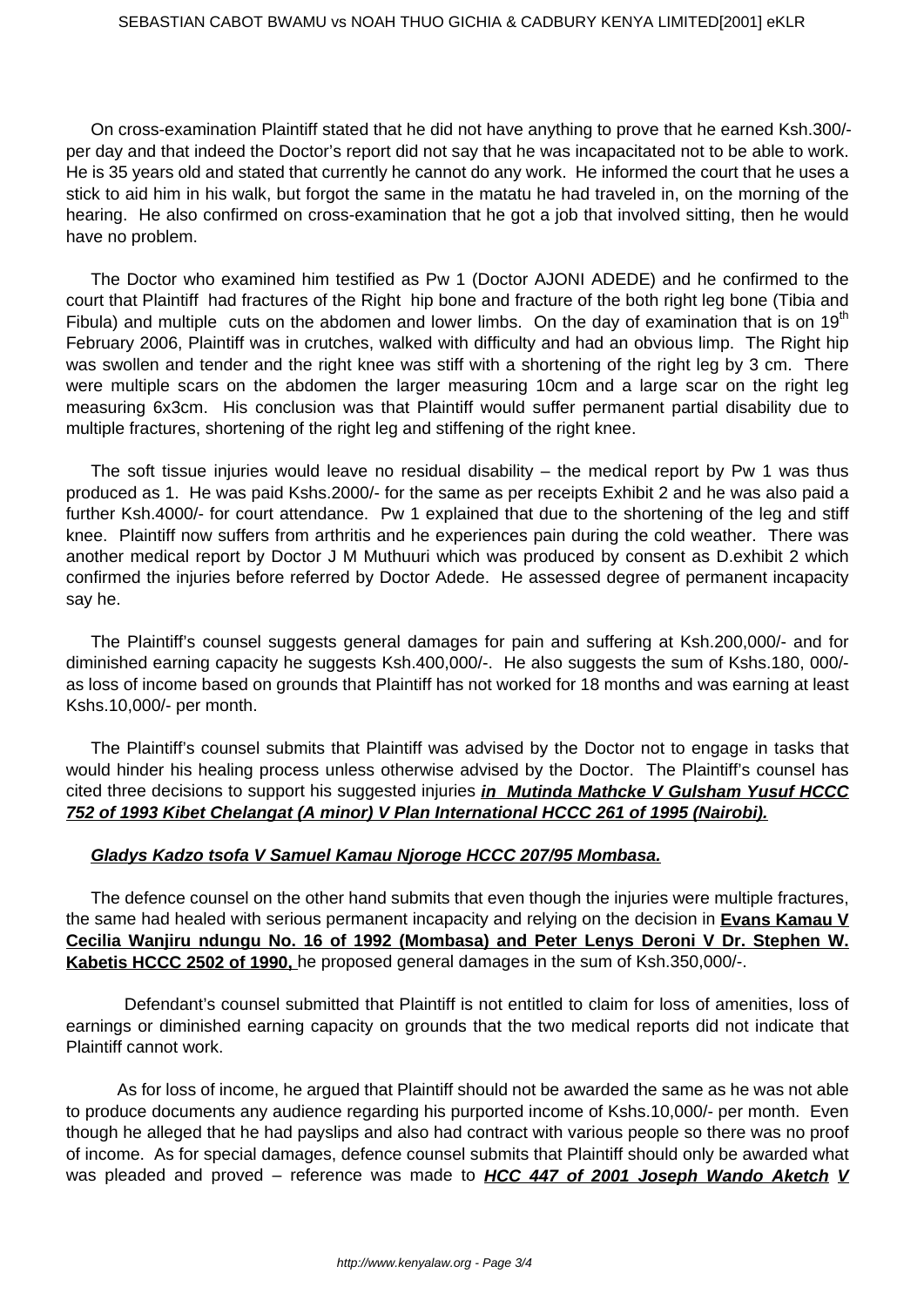On cross-examination Plaintiff stated that he did not have anything to prove that he earned Ksh.300/- per day and that indeed the Doctor's report did not say that he was incapacitated not to be able to work. He is 35 years old and stated that currently he cannot do any work. He informed the court that he uses a stick to aid him in his walk, but forgot the same in the matatu he had traveled in, on the morning of the hearing. He also confirmed on cross-examination that he got a job that involved sitting, then he would have no problem.

The Doctor who examined him testified as Pw 1 (Doctor AJONI ADEDE) and he confirmed to the court that Plaintiff had fractures of the Right hip bone and fracture of the both right leg bone (Tibia and Fibula) and multiple cuts on the abdomen and lower limbs. On the day of examination that is on 19th February 2006, Plaintiff was in crutches, walked with difficulty and had an obvious limp. The Right hip was swollen and tender and the right knee was stiff with a shortening of the right leg by 3 cm. There were multiple scars on the abdomen the larger measuring 10cm and a large scar on the right leg measuring 6x3cm. His conclusion was that Plaintiff would suffer permanent partial disability due to multiple fractures, shortening of the right leg and stiffening of the right knee.

The soft tissue injuries would leave no residual disability – the medical report by Pw 1 was thus produced as 1. He was paid Kshs.2000/- for the same as per receipts Exhibit 2 and he was also paid a further Ksh.4000/- for court attendance. Pw 1 explained that due to the shortening of the leg and stiff knee. Plaintiff now suffers from arthritis and he experiences pain during the cold weather. There was another medical report by Doctor J M Muthuuri which was produced by consent as D.exhibit 2 which confirmed the injuries before referred by Doctor Adede. He assessed degree of permanent incapacity say he.

The Plaintiff's counsel suggests general damages for pain and suffering at Ksh.200,000/- and for diminished earning capacity he suggests Ksh.400,000/-. He also suggests the sum of Kshs.180, 000/- as loss of income based on grounds that Plaintiff has not worked for 18 months and was earning at least Kshs.10,000/- per month.

The Plaintiff's counsel submits that Plaintiff was advised by the Doctor not to engage in tasks that would hinder his healing process unless otherwise advised by the Doctor. The Plaintiff's counsel has cited three decisions to support his suggested injuries ***in Mutinda Mathcke V Gulsham Yusuf HCCC 752 of 1993 Kibet Chelangat (A minor) V Plan International HCCC 261 of 1995 (Nairobi).***

***Gladys Kadzo tsofa V Samuel Kamau Njoroge HCCC 207/95 Mombasa.***

The defence counsel on the other hand submits that even though the injuries were multiple fractures, the same had healed with serious permanent incapacity and relying on the decision in **Evans Kamau V Cecilia Wanjiru ndungu No. 16 of 1992 (Mombasa) and Peter Lenys Deroni V Dr. Stephen W. Kabetis HCCC 2502 of 1990,** he proposed general damages in the sum of Ksh.350,000/-.

Defendant's counsel submitted that Plaintiff is not entitled to claim for loss of amenities, loss of earnings or diminished earning capacity on grounds that the two medical reports did not indicate that Plaintiff cannot work.

As for loss of income, he argued that Plaintiff should not be awarded the same as he was not able to produce documents any audience regarding his purported income of Kshs.10,000/- per month. Even though he alleged that he had payslips and also had contract with various people so there was no proof of income. As for special damages, defence counsel submits that Plaintiff should only be awarded what was pleaded and proved – reference was made to ***HCC 447 of 2001 Joseph Wando Aketch V***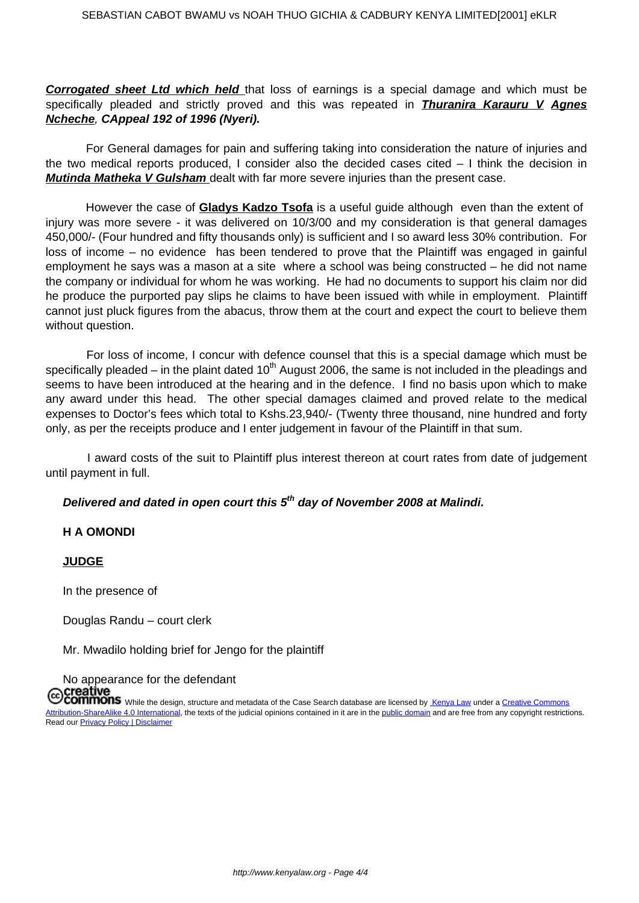**Corrogated sheet Ltd which held** that loss of earnings is a special damage and which must be specifically pleaded and strictly proved and this was repeated in ***Thuranira Karauru V Agnes Ncheche*, CAppeal 192 of 1996 (Nyeri).**

For General damages for pain and suffering taking into consideration the nature of injuries and the two medical reports produced, I consider also the decided cases cited – I think the decision in ***Mutinda Matheka V Gulsham*** dealt with far more severe injuries than the present case.

However the case of **Gladys Kadzo Tsofa** is a useful guide although even than the extent of injury was more severe - it was delivered on 10/3/00 and my consideration is that general damages 450,000/- (Four hundred and fifty thousands only) is sufficient and I so award less 30% contribution. For loss of income – no evidence has been tendered to prove that the Plaintiff was engaged in gainful employment he says was a mason at a site where a school was being constructed – he did not name the company or individual for whom he was working. He had no documents to support his claim nor did he produce the purported pay slips he claims to have been issued with while in employment. Plaintiff cannot just pluck figures from the abacus, throw them at the court and expect the court to believe them without question.

For loss of income, I concur with defence counsel that this is a special damage which must be specifically pleaded – in the plaint dated 10th August 2006, the same is not included in the pleadings and seems to have been introduced at the hearing and in the defence. I find no basis upon which to make any award under this head. The other special damages claimed and proved relate to the medical expenses to Doctor's fees which total to Kshs.23,940/- (Twenty three thousand, nine hundred and forty only, as per the receipts produce and I enter judgement in favour of the Plaintiff in that sum.

I award costs of the suit to Plaintiff plus interest thereon at court rates from date of judgement until payment in full.

***Delivered and dated in open court this 5th day of November 2008 at Malindi.***

**H A OMONDI**

**JUDGE**

In the presence of

Douglas Randu – court clerk

Mr. Mwadilo holding brief for Jengo for the plaintiff

No appearance for the defendant

While the design, structure and metadata of the Case Search database are licensed by Kenya Law under a Creative Commons Attribution-ShareAlike 4.0 International, the texts of the judicial opinions contained in it are in the public domain and are free from any copyright restrictions. Read our Privacy Policy | Disclaimer